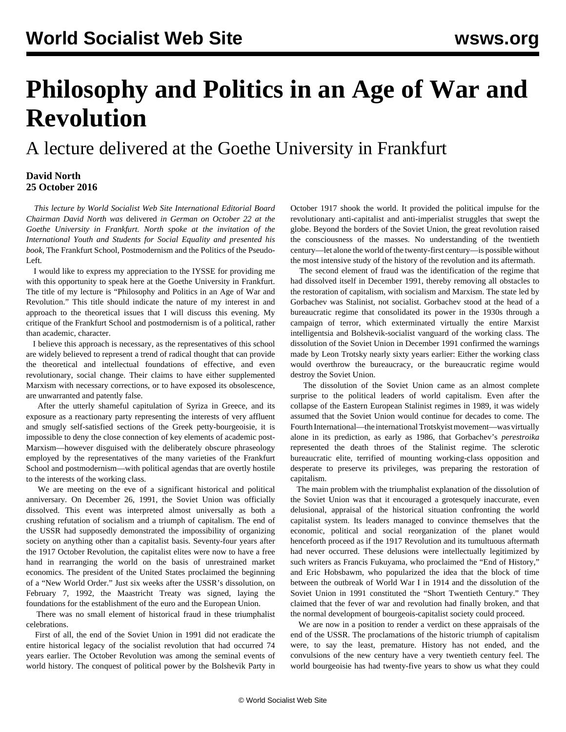# Philosophy and Politics in an Age of War and Revolution

## A lecture delivered at the Goethe University in Frankfurt

**David North**
**25 October 2016**

*This lecture by World Socialist Web Site International Editorial Board Chairman David North was delivered in German on October 22 at the Goethe University in Frankfurt. North spoke at the invitation of the International Youth and Students for Social Equality and presented his book,* The Frankfurt School, Postmodernism and the Politics of the Pseudo-Left.

I would like to express my appreciation to the IYSSE for providing me with this opportunity to speak here at the Goethe University in Frankfurt. The title of my lecture is "Philosophy and Politics in an Age of War and Revolution." This title should indicate the nature of my interest in and approach to the theoretical issues that I will discuss this evening. My critique of the Frankfurt School and postmodernism is of a political, rather than academic, character.

I believe this approach is necessary, as the representatives of this school are widely believed to represent a trend of radical thought that can provide the theoretical and intellectual foundations of effective, and even revolutionary, social change. Their claims to have either supplemented Marxism with necessary corrections, or to have exposed its obsolescence, are unwarranted and patently false.

After the utterly shameful capitulation of Syriza in Greece, and its exposure as a reactionary party representing the interests of very affluent and smugly self-satisfied sections of the Greek petty-bourgeoisie, it is impossible to deny the close connection of key elements of academic post-Marxism—however disguised with the deliberately obscure phraseology employed by the representatives of the many varieties of the Frankfurt School and postmodernism—with political agendas that are overtly hostile to the interests of the working class.

We are meeting on the eve of a significant historical and political anniversary. On December 26, 1991, the Soviet Union was officially dissolved. This event was interpreted almost universally as both a crushing refutation of socialism and a triumph of capitalism. The end of the USSR had supposedly demonstrated the impossibility of organizing society on anything other than a capitalist basis. Seventy-four years after the 1917 October Revolution, the capitalist elites were now to have a free hand in rearranging the world on the basis of unrestrained market economics. The president of the United States proclaimed the beginning of a "New World Order." Just six weeks after the USSR's dissolution, on February 7, 1992, the Maastricht Treaty was signed, laying the foundations for the establishment of the euro and the European Union.

There was no small element of historical fraud in these triumphalist celebrations.

First of all, the end of the Soviet Union in 1991 did not eradicate the entire historical legacy of the socialist revolution that had occurred 74 years earlier. The October Revolution was among the seminal events of world history. The conquest of political power by the Bolshevik Party in October 1917 shook the world. It provided the political impulse for the revolutionary anti-capitalist and anti-imperialist struggles that swept the globe. Beyond the borders of the Soviet Union, the great revolution raised the consciousness of the masses. No understanding of the twentieth century—let alone the world of the twenty-first century—is possible without the most intensive study of the history of the revolution and its aftermath.

The second element of fraud was the identification of the regime that had dissolved itself in December 1991, thereby removing all obstacles to the restoration of capitalism, with socialism and Marxism. The state led by Gorbachev was Stalinist, not socialist. Gorbachev stood at the head of a bureaucratic regime that consolidated its power in the 1930s through a campaign of terror, which exterminated virtually the entire Marxist intelligentsia and Bolshevik-socialist vanguard of the working class. The dissolution of the Soviet Union in December 1991 confirmed the warnings made by Leon Trotsky nearly sixty years earlier: Either the working class would overthrow the bureaucracy, or the bureaucratic regime would destroy the Soviet Union.

The dissolution of the Soviet Union came as an almost complete surprise to the political leaders of world capitalism. Even after the collapse of the Eastern European Stalinist regimes in 1989, it was widely assumed that the Soviet Union would continue for decades to come. The Fourth International—the international Trotskyist movement—was virtually alone in its prediction, as early as 1986, that Gorbachev's *perestroika* represented the death throes of the Stalinist regime. The sclerotic bureaucratic elite, terrified of mounting working-class opposition and desperate to preserve its privileges, was preparing the restoration of capitalism.

The main problem with the triumphalist explanation of the dissolution of the Soviet Union was that it encouraged a grotesquely inaccurate, even delusional, appraisal of the historical situation confronting the world capitalist system. Its leaders managed to convince themselves that the economic, political and social reorganization of the planet would henceforth proceed as if the 1917 Revolution and its tumultuous aftermath had never occurred. These delusions were intellectually legitimized by such writers as Francis Fukuyama, who proclaimed the "End of History," and Eric Hobsbawm, who popularized the idea that the block of time between the outbreak of World War I in 1914 and the dissolution of the Soviet Union in 1991 constituted the "Short Twentieth Century." They claimed that the fever of war and revolution had finally broken, and that the normal development of bourgeois-capitalist society could proceed.

We are now in a position to render a verdict on these appraisals of the end of the USSR. The proclamations of the historic triumph of capitalism were, to say the least, premature. History has not ended, and the convulsions of the new century have a very twentieth century feel. The world bourgeoisie has had twenty-five years to show us what they could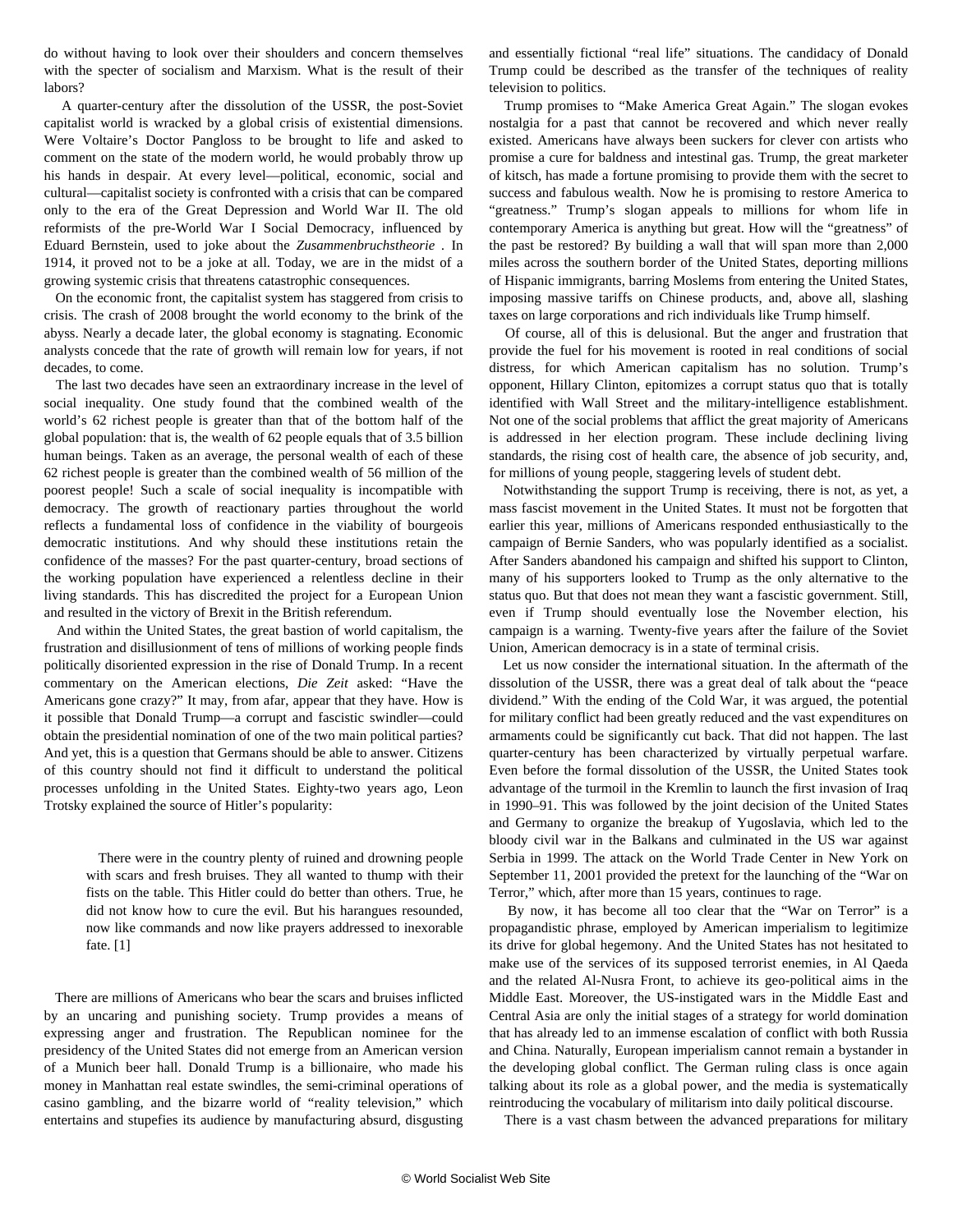do without having to look over their shoulders and concern themselves with the specter of socialism and Marxism. What is the result of their labors?

A quarter-century after the dissolution of the USSR, the post-Soviet capitalist world is wracked by a global crisis of existential dimensions. Were Voltaire's Doctor Pangloss to be brought to life and asked to comment on the state of the modern world, he would probably throw up his hands in despair. At every level—political, economic, social and cultural—capitalist society is confronted with a crisis that can be compared only to the era of the Great Depression and World War II. The old reformists of the pre-World War I Social Democracy, influenced by Eduard Bernstein, used to joke about the *Zusammenbruchstheorie* . In 1914, it proved not to be a joke at all. Today, we are in the midst of a growing systemic crisis that threatens catastrophic consequences.

On the economic front, the capitalist system has staggered from crisis to crisis. The crash of 2008 brought the world economy to the brink of the abyss. Nearly a decade later, the global economy is stagnating. Economic analysts concede that the rate of growth will remain low for years, if not decades, to come.

The last two decades have seen an extraordinary increase in the level of social inequality. One study found that the combined wealth of the world's 62 richest people is greater than that of the bottom half of the global population: that is, the wealth of 62 people equals that of 3.5 billion human beings. Taken as an average, the personal wealth of each of these 62 richest people is greater than the combined wealth of 56 million of the poorest people! Such a scale of social inequality is incompatible with democracy. The growth of reactionary parties throughout the world reflects a fundamental loss of confidence in the viability of bourgeois democratic institutions. And why should these institutions retain the confidence of the masses? For the past quarter-century, broad sections of the working population have experienced a relentless decline in their living standards. This has discredited the project for a European Union and resulted in the victory of Brexit in the British referendum.

And within the United States, the great bastion of world capitalism, the frustration and disillusionment of tens of millions of working people finds politically disoriented expression in the rise of Donald Trump. In a recent commentary on the American elections, *Die Zeit* asked: "Have the Americans gone crazy?" It may, from afar, appear that they have. How is it possible that Donald Trump—a corrupt and fascistic swindler—could obtain the presidential nomination of one of the two main political parties? And yet, this is a question that Germans should be able to answer. Citizens of this country should not find it difficult to understand the political processes unfolding in the United States. Eighty-two years ago, Leon Trotsky explained the source of Hitler's popularity:

> There were in the country plenty of ruined and drowning people with scars and fresh bruises. They all wanted to thump with their fists on the table. This Hitler could do better than others. True, he did not know how to cure the evil. But his harangues resounded, now like commands and now like prayers addressed to inexorable fate. [1]

There are millions of Americans who bear the scars and bruises inflicted by an uncaring and punishing society. Trump provides a means of expressing anger and frustration. The Republican nominee for the presidency of the United States did not emerge from an American version of a Munich beer hall. Donald Trump is a billionaire, who made his money in Manhattan real estate swindles, the semi-criminal operations of casino gambling, and the bizarre world of "reality television," which entertains and stupefies its audience by manufacturing absurd, disgusting and essentially fictional "real life" situations. The candidacy of Donald Trump could be described as the transfer of the techniques of reality television to politics.

Trump promises to "Make America Great Again." The slogan evokes nostalgia for a past that cannot be recovered and which never really existed. Americans have always been suckers for clever con artists who promise a cure for baldness and intestinal gas. Trump, the great marketer of kitsch, has made a fortune promising to provide them with the secret to success and fabulous wealth. Now he is promising to restore America to "greatness." Trump's slogan appeals to millions for whom life in contemporary America is anything but great. How will the "greatness" of the past be restored? By building a wall that will span more than 2,000 miles across the southern border of the United States, deporting millions of Hispanic immigrants, barring Moslems from entering the United States, imposing massive tariffs on Chinese products, and, above all, slashing taxes on large corporations and rich individuals like Trump himself.

Of course, all of this is delusional. But the anger and frustration that provide the fuel for his movement is rooted in real conditions of social distress, for which American capitalism has no solution. Trump's opponent, Hillary Clinton, epitomizes a corrupt status quo that is totally identified with Wall Street and the military-intelligence establishment. Not one of the social problems that afflict the great majority of Americans is addressed in her election program. These include declining living standards, the rising cost of health care, the absence of job security, and, for millions of young people, staggering levels of student debt.

Notwithstanding the support Trump is receiving, there is not, as yet, a mass fascist movement in the United States. It must not be forgotten that earlier this year, millions of Americans responded enthusiastically to the campaign of Bernie Sanders, who was popularly identified as a socialist. After Sanders abandoned his campaign and shifted his support to Clinton, many of his supporters looked to Trump as the only alternative to the status quo. But that does not mean they want a fascistic government. Still, even if Trump should eventually lose the November election, his campaign is a warning. Twenty-five years after the failure of the Soviet Union, American democracy is in a state of terminal crisis.

Let us now consider the international situation. In the aftermath of the dissolution of the USSR, there was a great deal of talk about the "peace dividend." With the ending of the Cold War, it was argued, the potential for military conflict had been greatly reduced and the vast expenditures on armaments could be significantly cut back. That did not happen. The last quarter-century has been characterized by virtually perpetual warfare. Even before the formal dissolution of the USSR, the United States took advantage of the turmoil in the Kremlin to launch the first invasion of Iraq in 1990–91. This was followed by the joint decision of the United States and Germany to organize the breakup of Yugoslavia, which led to the bloody civil war in the Balkans and culminated in the US war against Serbia in 1999. The attack on the World Trade Center in New York on September 11, 2001 provided the pretext for the launching of the "War on Terror," which, after more than 15 years, continues to rage.

By now, it has become all too clear that the "War on Terror" is a propagandistic phrase, employed by American imperialism to legitimize its drive for global hegemony. And the United States has not hesitated to make use of the services of its supposed terrorist enemies, in Al Qaeda and the related Al-Nusra Front, to achieve its geo-political aims in the Middle East. Moreover, the US-instigated wars in the Middle East and Central Asia are only the initial stages of a strategy for world domination that has already led to an immense escalation of conflict with both Russia and China. Naturally, European imperialism cannot remain a bystander in the developing global conflict. The German ruling class is once again talking about its role as a global power, and the media is systematically reintroducing the vocabulary of militarism into daily political discourse.

There is a vast chasm between the advanced preparations for military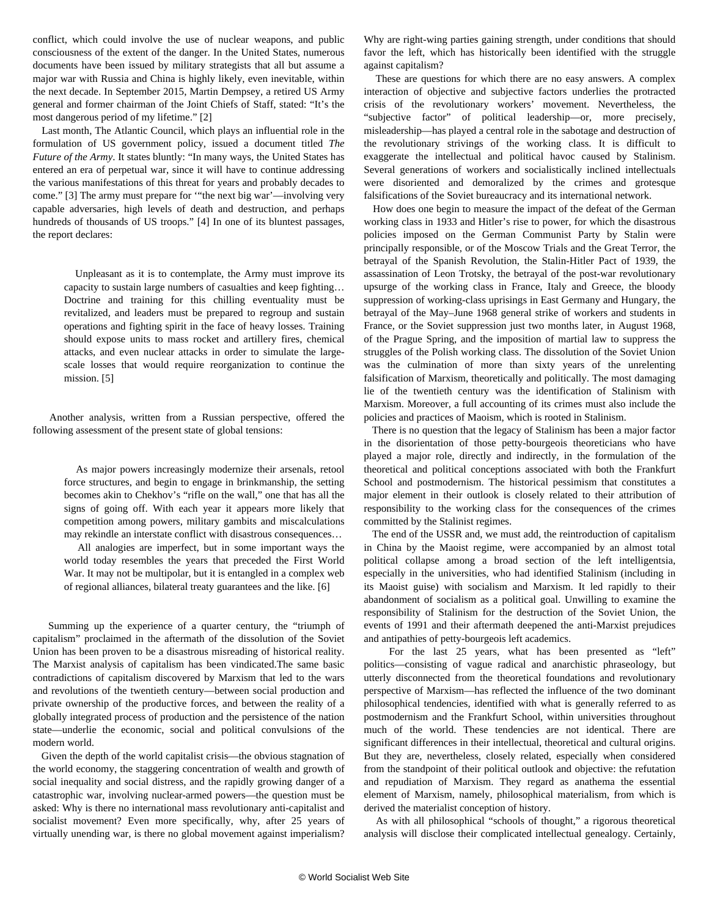conflict, which could involve the use of nuclear weapons, and public consciousness of the extent of the danger. In the United States, numerous documents have been issued by military strategists that all but assume a major war with Russia and China is highly likely, even inevitable, within the next decade. In September 2015, Martin Dempsey, a retired US Army general and former chairman of the Joint Chiefs of Staff, stated: "It's the most dangerous period of my lifetime." [2]

Last month, The Atlantic Council, which plays an influential role in the formulation of US government policy, issued a document titled *The Future of the Army*. It states bluntly: "In many ways, the United States has entered an era of perpetual war, since it will have to continue addressing the various manifestations of this threat for years and probably decades to come." [3] The army must prepare for '"the next big war'—involving very capable adversaries, high levels of death and destruction, and perhaps hundreds of thousands of US troops." [4] In one of its bluntest passages, the report declares:

> Unpleasant as it is to contemplate, the Army must improve its capacity to sustain large numbers of casualties and keep fighting… Doctrine and training for this chilling eventuality must be revitalized, and leaders must be prepared to regroup and sustain operations and fighting spirit in the face of heavy losses. Training should expose units to mass rocket and artillery fires, chemical attacks, and even nuclear attacks in order to simulate the large-scale losses that would require reorganization to continue the mission. [5]

Another analysis, written from a Russian perspective, offered the following assessment of the present state of global tensions:

> As major powers increasingly modernize their arsenals, retool force structures, and begin to engage in brinkmanship, the setting becomes akin to Chekhov's "rifle on the wall," one that has all the signs of going off. With each year it appears more likely that competition among powers, military gambits and miscalculations may rekindle an interstate conflict with disastrous consequences…
>
> All analogies are imperfect, but in some important ways the world today resembles the years that preceded the First World War. It may not be multipolar, but it is entangled in a complex web of regional alliances, bilateral treaty guarantees and the like. [6]

Summing up the experience of a quarter century, the "triumph of capitalism" proclaimed in the aftermath of the dissolution of the Soviet Union has been proven to be a disastrous misreading of historical reality. The Marxist analysis of capitalism has been vindicated.The same basic contradictions of capitalism discovered by Marxism that led to the wars and revolutions of the twentieth century—between social production and private ownership of the productive forces, and between the reality of a globally integrated process of production and the persistence of the nation state—underlie the economic, social and political convulsions of the modern world.

Given the depth of the world capitalist crisis—the obvious stagnation of the world economy, the staggering concentration of wealth and growth of social inequality and social distress, and the rapidly growing danger of a catastrophic war, involving nuclear-armed powers—the question must be asked: Why is there no international mass revolutionary anti-capitalist and socialist movement? Even more specifically, why, after 25 years of virtually unending war, is there no global movement against imperialism? Why are right-wing parties gaining strength, under conditions that should favor the left, which has historically been identified with the struggle against capitalism?

These are questions for which there are no easy answers. A complex interrelation of objective and subjective factors underlies the protracted crisis of the revolutionary workers' movement. Nevertheless, the "subjective factor" of political leadership—or, more precisely, misleadership—has played a central role in the sabotage and destruction of the revolutionary strivings of the working class. It is difficult to exaggerate the intellectual and political havoc caused by Stalinism. Several generations of workers and socialistically inclined intellectuals were disoriented and demoralized by the crimes and grotesque falsifications of the Soviet bureaucracy and its international network.

How does one begin to measure the impact of the defeat of the German working class in 1933 and Hitler's rise to power, for which the disastrous policies imposed on the German Communist Party by Stalin were principally responsible, or of the Moscow Trials and the Great Terror, the betrayal of the Spanish Revolution, the Stalin-Hitler Pact of 1939, the assassination of Leon Trotsky, the betrayal of the post-war revolutionary upsurge of the working class in France, Italy and Greece, the bloody suppression of working-class uprisings in East Germany and Hungary, the betrayal of the May–June 1968 general strike of workers and students in France, or the Soviet suppression just two months later, in August 1968, of the Prague Spring, and the imposition of martial law to suppress the struggles of the Polish working class. The dissolution of the Soviet Union was the culmination of more than sixty years of the unrelenting falsification of Marxism, theoretically and politically. The most damaging lie of the twentieth century was the identification of Stalinism with Marxism. Moreover, a full accounting of its crimes must also include the policies and practices of Maoism, which is rooted in Stalinism.

There is no question that the legacy of Stalinism has been a major factor in the disorientation of those petty-bourgeois theoreticians who have played a major role, directly and indirectly, in the formulation of the theoretical and political conceptions associated with both the Frankfurt School and postmodernism. The historical pessimism that constitutes a major element in their outlook is closely related to their attribution of responsibility to the working class for the consequences of the crimes committed by the Stalinist regimes.

The end of the USSR and, we must add, the reintroduction of capitalism in China by the Maoist regime, were accompanied by an almost total political collapse among a broad section of the left intelligentsia, especially in the universities, who had identified Stalinism (including in its Maoist guise) with socialism and Marxism. It led rapidly to their abandonment of socialism as a political goal. Unwilling to examine the responsibility of Stalinism for the destruction of the Soviet Union, the events of 1991 and their aftermath deepened the anti-Marxist prejudices and antipathies of petty-bourgeois left academics.

For the last 25 years, what has been presented as "left" politics—consisting of vague radical and anarchistic phraseology, but utterly disconnected from the theoretical foundations and revolutionary perspective of Marxism—has reflected the influence of the two dominant philosophical tendencies, identified with what is generally referred to as postmodernism and the Frankfurt School, within universities throughout much of the world. These tendencies are not identical. There are significant differences in their intellectual, theoretical and cultural origins. But they are, nevertheless, closely related, especially when considered from the standpoint of their political outlook and objective: the refutation and repudiation of Marxism. They regard as anathema the essential element of Marxism, namely, philosophical materialism, from which is derived the materialist conception of history.

As with all philosophical "schools of thought," a rigorous theoretical analysis will disclose their complicated intellectual genealogy. Certainly,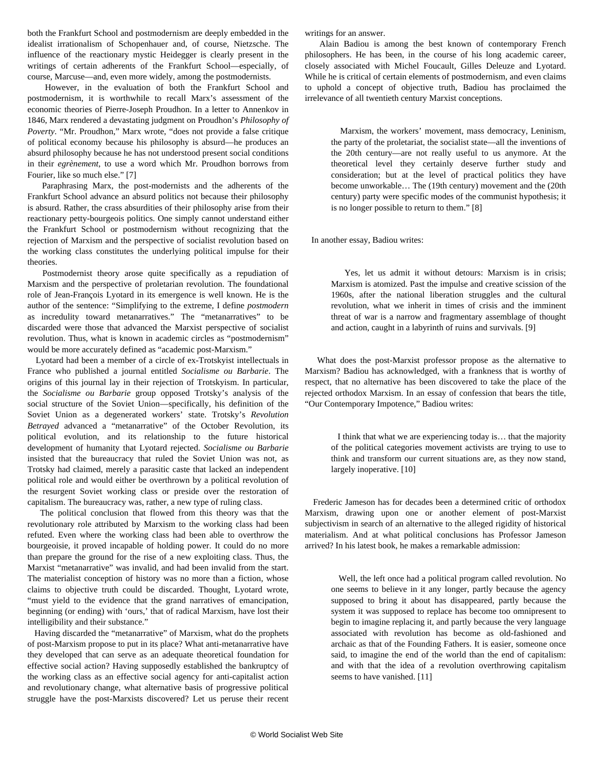both the Frankfurt School and postmodernism are deeply embedded in the idealist irrationalism of Schopenhauer and, of course, Nietzsche. The influence of the reactionary mystic Heidegger is clearly present in the writings of certain adherents of the Frankfurt School—especially, of course, Marcuse—and, even more widely, among the postmodernists.

However, in the evaluation of both the Frankfurt School and postmodernism, it is worthwhile to recall Marx's assessment of the economic theories of Pierre-Joseph Proudhon. In a letter to Annenkov in 1846, Marx rendered a devastating judgment on Proudhon's *Philosophy of Poverty*. "Mr. Proudhon," Marx wrote, "does not provide a false critique of political economy because his philosophy is absurd—he produces an absurd philosophy because he has not understood present social conditions in their *egrènement*, to use a word which Mr. Proudhon borrows from Fourier, like so much else." [7]

Paraphrasing Marx, the post-modernists and the adherents of the Frankfurt School advance an absurd politics not because their philosophy is absurd. Rather, the crass absurdities of their philosophy arise from their reactionary petty-bourgeois politics. One simply cannot understand either the Frankfurt School or postmodernism without recognizing that the rejection of Marxism and the perspective of socialist revolution based on the working class constitutes the underlying political impulse for their theories.

Postmodernist theory arose quite specifically as a repudiation of Marxism and the perspective of proletarian revolution. The foundational role of Jean-François Lyotard in its emergence is well known. He is the author of the sentence: "Simplifying to the extreme, I define *postmodern* as incredulity toward metanarratives." The "metanarratives" to be discarded were those that advanced the Marxist perspective of socialist revolution. Thus, what is known in academic circles as "postmodernism" would be more accurately defined as "academic post-Marxism."

Lyotard had been a member of a circle of ex-Trotskyist intellectuals in France who published a journal entitled *Socialisme ou Barbarie*. The origins of this journal lay in their rejection of Trotskyism. In particular, the *Socialisme ou Barbarie* group opposed Trotsky's analysis of the social structure of the Soviet Union—specifically, his definition of the Soviet Union as a degenerated workers' state. Trotsky's *Revolution Betrayed* advanced a "metanarrative" of the October Revolution, its political evolution, and its relationship to the future historical development of humanity that Lyotard rejected. *Socialisme ou Barbarie* insisted that the bureaucracy that ruled the Soviet Union was not, as Trotsky had claimed, merely a parasitic caste that lacked an independent political role and would either be overthrown by a political revolution of the resurgent Soviet working class or preside over the restoration of capitalism. The bureaucracy was, rather, a new type of ruling class.

The political conclusion that flowed from this theory was that the revolutionary role attributed by Marxism to the working class had been refuted. Even where the working class had been able to overthrow the bourgeoisie, it proved incapable of holding power. It could do no more than prepare the ground for the rise of a new exploiting class. Thus, the Marxist "metanarrative" was invalid, and had been invalid from the start. The materialist conception of history was no more than a fiction, whose claims to objective truth could be discarded. Thought, Lyotard wrote, "must yield to the evidence that the grand narratives of emancipation, beginning (or ending) with 'ours,' that of radical Marxism, have lost their intelligibility and their substance."

Having discarded the "metanarrative" of Marxism, what do the prophets of post-Marxism propose to put in its place? What anti-metanarrative have they developed that can serve as an adequate theoretical foundation for effective social action? Having supposedly established the bankruptcy of the working class as an effective social agency for anti-capitalist action and revolutionary change, what alternative basis of progressive political struggle have the post-Marxists discovered? Let us peruse their recent writings for an answer.

Alain Badiou is among the best known of contemporary French philosophers. He has been, in the course of his long academic career, closely associated with Michel Foucault, Gilles Deleuze and Lyotard. While he is critical of certain elements of postmodernism, and even claims to uphold a concept of objective truth, Badiou has proclaimed the irrelevance of all twentieth century Marxist conceptions.

> Marxism, the workers' movement, mass democracy, Leninism, the party of the proletariat, the socialist state—all the inventions of the 20th century—are not really useful to us anymore. At the theoretical level they certainly deserve further study and consideration; but at the level of practical politics they have become unworkable… The (19th century) movement and the (20th century) party were specific modes of the communist hypothesis; it is no longer possible to return to them." [8]

In another essay, Badiou writes:

> Yes, let us admit it without detours: Marxism is in crisis; Marxism is atomized. Past the impulse and creative scission of the 1960s, after the national liberation struggles and the cultural revolution, what we inherit in times of crisis and the imminent threat of war is a narrow and fragmentary assemblage of thought and action, caught in a labyrinth of ruins and survivals. [9]

What does the post-Marxist professor propose as the alternative to Marxism? Badiou has acknowledged, with a frankness that is worthy of respect, that no alternative has been discovered to take the place of the rejected orthodox Marxism. In an essay of confession that bears the title, "Our Contemporary Impotence," Badiou writes:

> I think that what we are experiencing today is… that the majority of the political categories movement activists are trying to use to think and transform our current situations are, as they now stand, largely inoperative. [10]

Frederic Jameson has for decades been a determined critic of orthodox Marxism, drawing upon one or another element of post-Marxist subjectivism in search of an alternative to the alleged rigidity of historical materialism. And at what political conclusions has Professor Jameson arrived? In his latest book, he makes a remarkable admission:

> Well, the left once had a political program called revolution. No one seems to believe in it any longer, partly because the agency supposed to bring it about has disappeared, partly because the system it was supposed to replace has become too omnipresent to begin to imagine replacing it, and partly because the very language associated with revolution has become as old-fashioned and archaic as that of the Founding Fathers. It is easier, someone once said, to imagine the end of the world than the end of capitalism: and with that the idea of a revolution overthrowing capitalism seems to have vanished. [11]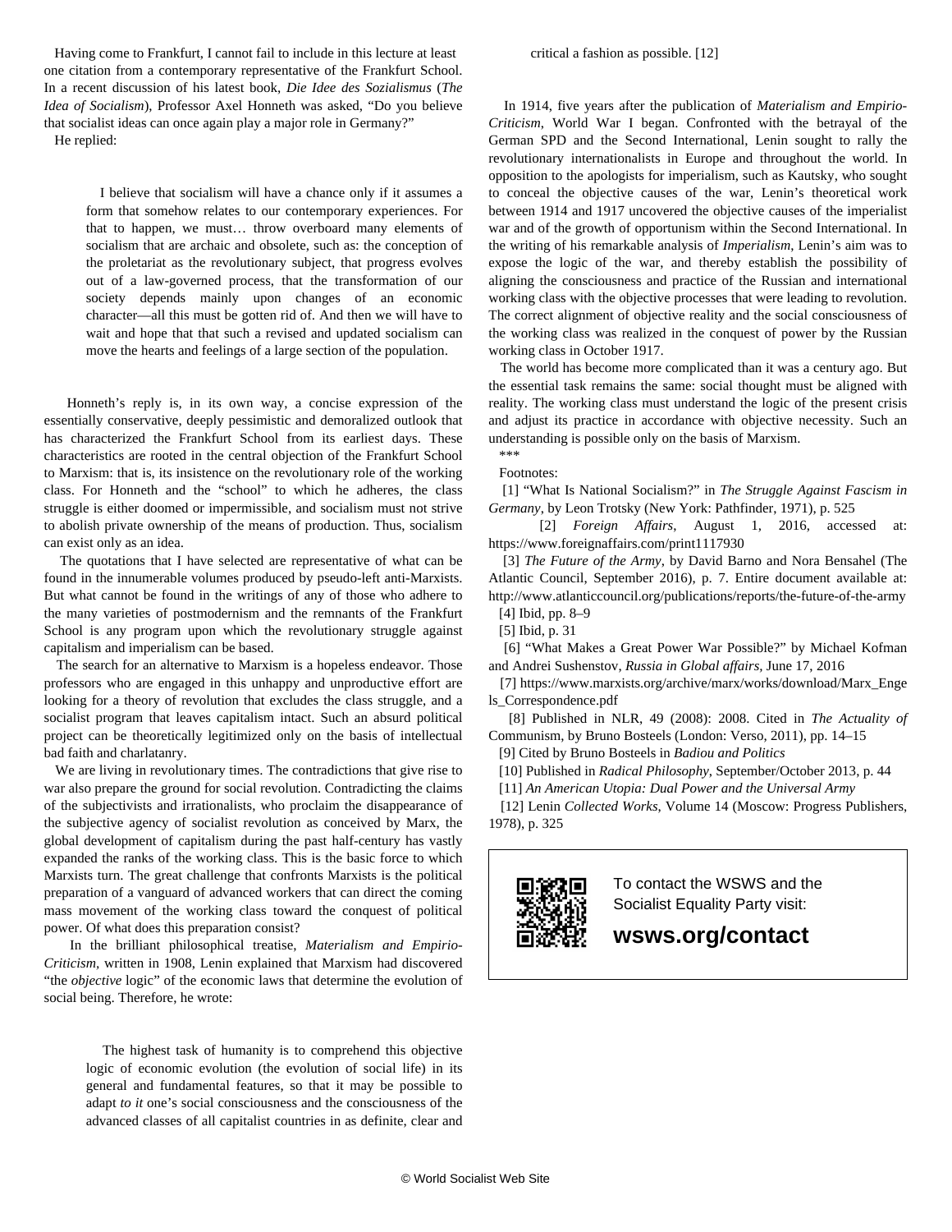Having come to Frankfurt, I cannot fail to include in this lecture at least one citation from a contemporary representative of the Frankfurt School. In a recent discussion of his latest book, *Die Idee des Sozialismus* (*The Idea of Socialism*), Professor Axel Honneth was asked, "Do you believe that socialist ideas can once again play a major role in Germany?"

He replied:

> I believe that socialism will have a chance only if it assumes a form that somehow relates to our contemporary experiences. For that to happen, we must… throw overboard many elements of socialism that are archaic and obsolete, such as: the conception of the proletariat as the revolutionary subject, that progress evolves out of a law-governed process, that the transformation of our society depends mainly upon changes of an economic character—all this must be gotten rid of. And then we will have to wait and hope that that such a revised and updated socialism can move the hearts and feelings of a large section of the population.

Honneth's reply is, in its own way, a concise expression of the essentially conservative, deeply pessimistic and demoralized outlook that has characterized the Frankfurt School from its earliest days. These characteristics are rooted in the central objection of the Frankfurt School to Marxism: that is, its insistence on the revolutionary role of the working class. For Honneth and the "school" to which he adheres, the class struggle is either doomed or impermissible, and socialism must not strive to abolish private ownership of the means of production. Thus, socialism can exist only as an idea.

The quotations that I have selected are representative of what can be found in the innumerable volumes produced by pseudo-left anti-Marxists. But what cannot be found in the writings of any of those who adhere to the many varieties of postmodernism and the remnants of the Frankfurt School is any program upon which the revolutionary struggle against capitalism and imperialism can be based.

The search for an alternative to Marxism is a hopeless endeavor. Those professors who are engaged in this unhappy and unproductive effort are looking for a theory of revolution that excludes the class struggle, and a socialist program that leaves capitalism intact. Such an absurd political project can be theoretically legitimized only on the basis of intellectual bad faith and charlatanry.

We are living in revolutionary times. The contradictions that give rise to war also prepare the ground for social revolution. Contradicting the claims of the subjectivists and irrationalists, who proclaim the disappearance of the subjective agency of socialist revolution as conceived by Marx, the global development of capitalism during the past half-century has vastly expanded the ranks of the working class. This is the basic force to which Marxists turn. The great challenge that confronts Marxists is the political preparation of a vanguard of advanced workers that can direct the coming mass movement of the working class toward the conquest of political power. Of what does this preparation consist?

In the brilliant philosophical treatise, *Materialism and Empirio-Criticism,* written in 1908, Lenin explained that Marxism had discovered "the *objective* logic" of the economic laws that determine the evolution of social being. Therefore, he wrote:

> The highest task of humanity is to comprehend this objective logic of economic evolution (the evolution of social life) in its general and fundamental features, so that it may be possible to adapt *to it* one's social consciousness and the consciousness of the advanced classes of all capitalist countries in as definite, clear and critical a fashion as possible. [12]

In 1914, five years after the publication of *Materialism and Empirio-Criticism*, World War I began. Confronted with the betrayal of the German SPD and the Second International, Lenin sought to rally the revolutionary internationalists in Europe and throughout the world. In opposition to the apologists for imperialism, such as Kautsky, who sought to conceal the objective causes of the war, Lenin's theoretical work between 1914 and 1917 uncovered the objective causes of the imperialist war and of the growth of opportunism within the Second International. In the writing of his remarkable analysis of *Imperialism*, Lenin's aim was to expose the logic of the war, and thereby establish the possibility of aligning the consciousness and practice of the Russian and international working class with the objective processes that were leading to revolution. The correct alignment of objective reality and the social consciousness of the working class was realized in the conquest of power by the Russian working class in October 1917.

The world has become more complicated than it was a century ago. But the essential task remains the same: social thought must be aligned with reality. The working class must understand the logic of the present crisis and adjust its practice in accordance with objective necessity. Such an understanding is possible only on the basis of Marxism.

***

Footnotes:

[1] "What Is National Socialism?" in *The Struggle Against Fascism in Germany*, by Leon Trotsky (New York: Pathfinder, 1971), p. 525

[2] *Foreign Affairs*, August 1, 2016, accessed at: https://www.foreignaffairs.com/print1117930

[3] *The Future of the Army*, by David Barno and Nora Bensahel (The Atlantic Council, September 2016), p. 7. Entire document available at: http://www.atlanticcouncil.org/publications/reports/the-future-of-the-army

[4] Ibid, pp. 8–9

[5] Ibid, p. 31

[6] "What Makes a Great Power War Possible?" by Michael Kofman and Andrei Sushenstov, *Russia in Global affairs*, June 17, 2016

[7] https://www.marxists.org/archive/marx/works/download/Marx_Engels_Correspondence.pdf

[8] Published in NLR, 49 (2008): 2008. Cited in *The Actuality of* Communism, by Bruno Bosteels (London: Verso, 2011), pp. 14–15

[9] Cited by Bruno Bosteels in *Badiou and Politics*

[10] Published in *Radical Philosophy*, September/October 2013, p. 44

[11] *An American Utopia: Dual Power and the Universal Army*

[12] Lenin *Collected Works*, Volume 14 (Moscow: Progress Publishers, 1978), p. 325

To contact the WSWS and the Socialist Equality Party visit:

**wsws.org/contact**